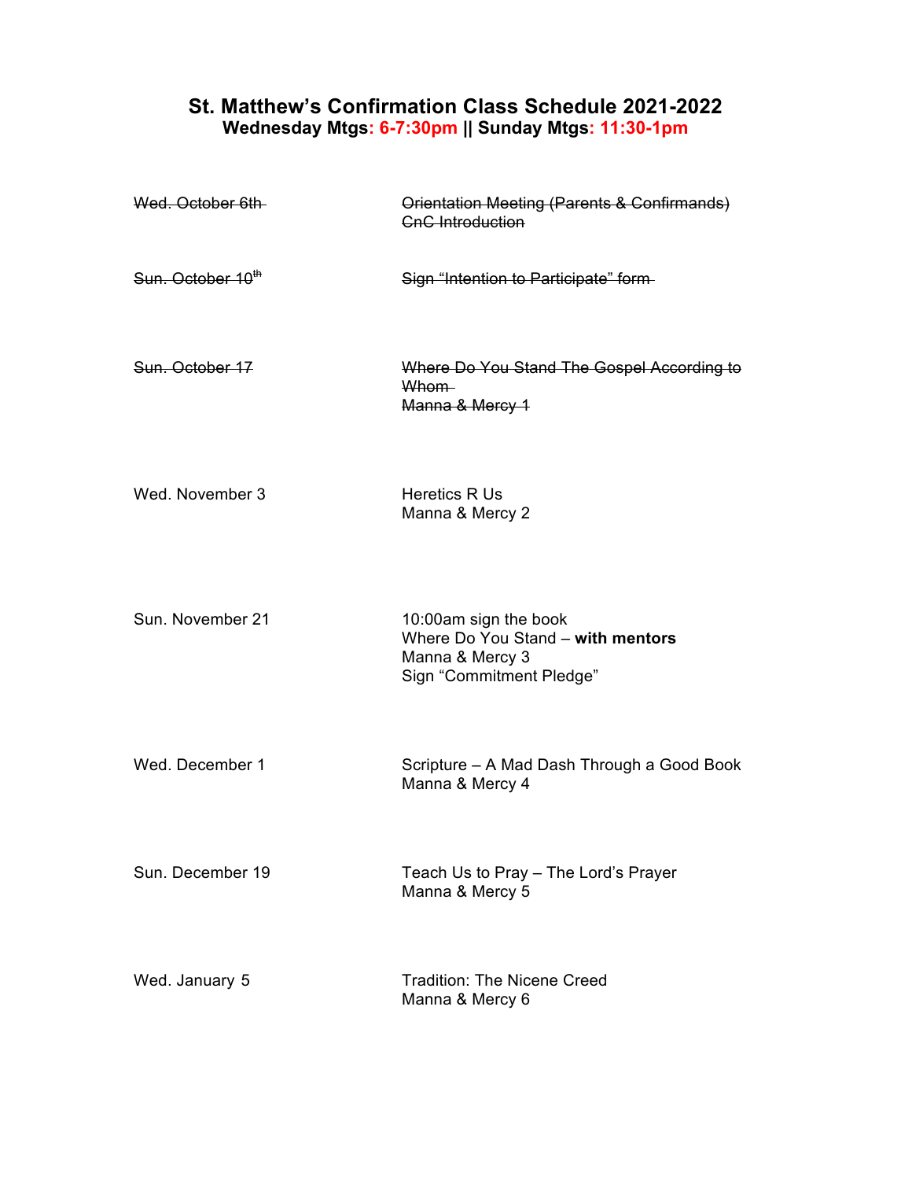# St. Matthew's Confirmation Class Schedule 2021-2022

**Wednesday Mtgs: 6-7:30pm || Sunday Mtgs: 11:30-1pm**

| | |
|---|---|
| ~~Wed. October 6th~~ | ~~Orientation Meeting (Parents & Confirmands)~~<br>~~CnC Introduction~~ |
| ~~Sun. October 10th~~ | ~~Sign "Intention to Participate" form~~ |
| ~~Sun. October 17~~ | ~~Where Do You Stand The Gospel According to Whom~~<br>~~Manna & Mercy 1~~ |
| Wed. November 3 | Heretics R Us<br>Manna & Mercy 2 |
| Sun. November 21 | 10:00am sign the book<br>Where Do You Stand – **with mentors**<br>Manna & Mercy 3<br>Sign "Commitment Pledge" |
| Wed. December 1 | Scripture – A Mad Dash Through a Good Book<br>Manna & Mercy 4 |
| Sun. December 19 | Teach Us to Pray – The Lord's Prayer<br>Manna & Mercy 5 |
| Wed. January 5 | Tradition: The Nicene Creed<br>Manna & Mercy 6 |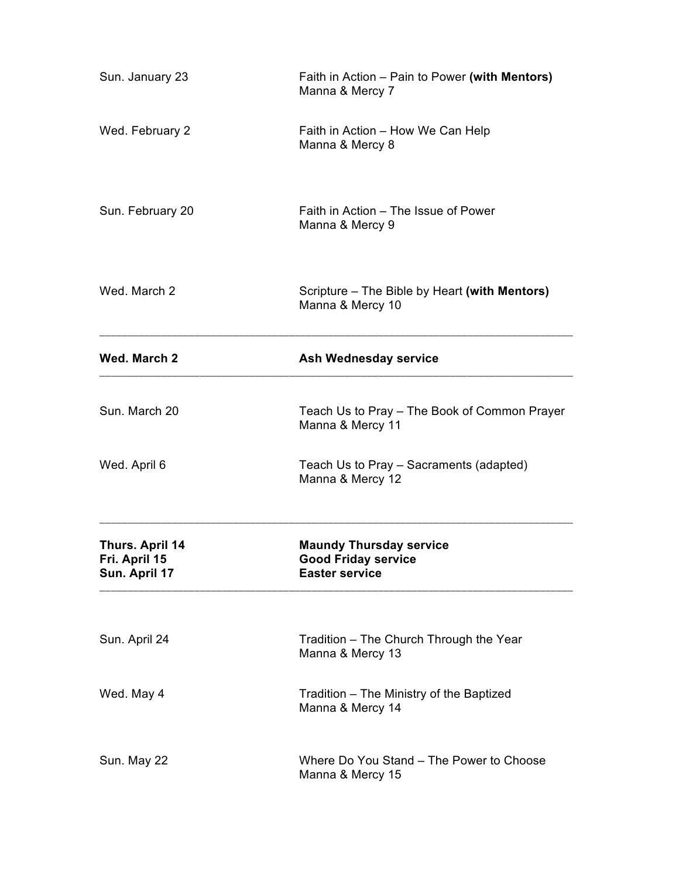| | |
|---|---|
| Sun. January 23 | Faith in Action – Pain to Power **(with Mentors)**<br>Manna & Mercy 7 |
| Wed. February 2 | Faith in Action – How We Can Help<br>Manna & Mercy 8 |
| Sun. February 20 | Faith in Action – The Issue of Power<br>Manna & Mercy 9 |
| Wed. March 2 | Scripture – The Bible by Heart **(with Mentors)**<br>Manna & Mercy 10 |

---

| | |
|---|---|
| **Wed. March 2** | **Ash Wednesday service** |

---

| | |
|---|---|
| Sun. March 20 | Teach Us to Pray – The Book of Common Prayer<br>Manna & Mercy 11 |
| Wed. April 6 | Teach Us to Pray – Sacraments (adapted)<br>Manna & Mercy 12 |

---

| | |
|---|---|
| **Thurs. April 14** | **Maundy Thursday service** |
| **Fri. April 15** | **Good Friday service** |
| **Sun. April 17** | **Easter service** |

---

| | |
|---|---|
| Sun. April 24 | Tradition – The Church Through the Year<br>Manna & Mercy 13 |
| Wed. May 4 | Tradition – The Ministry of the Baptized<br>Manna & Mercy 14 |
| Sun. May 22 | Where Do You Stand – The Power to Choose<br>Manna & Mercy 15 |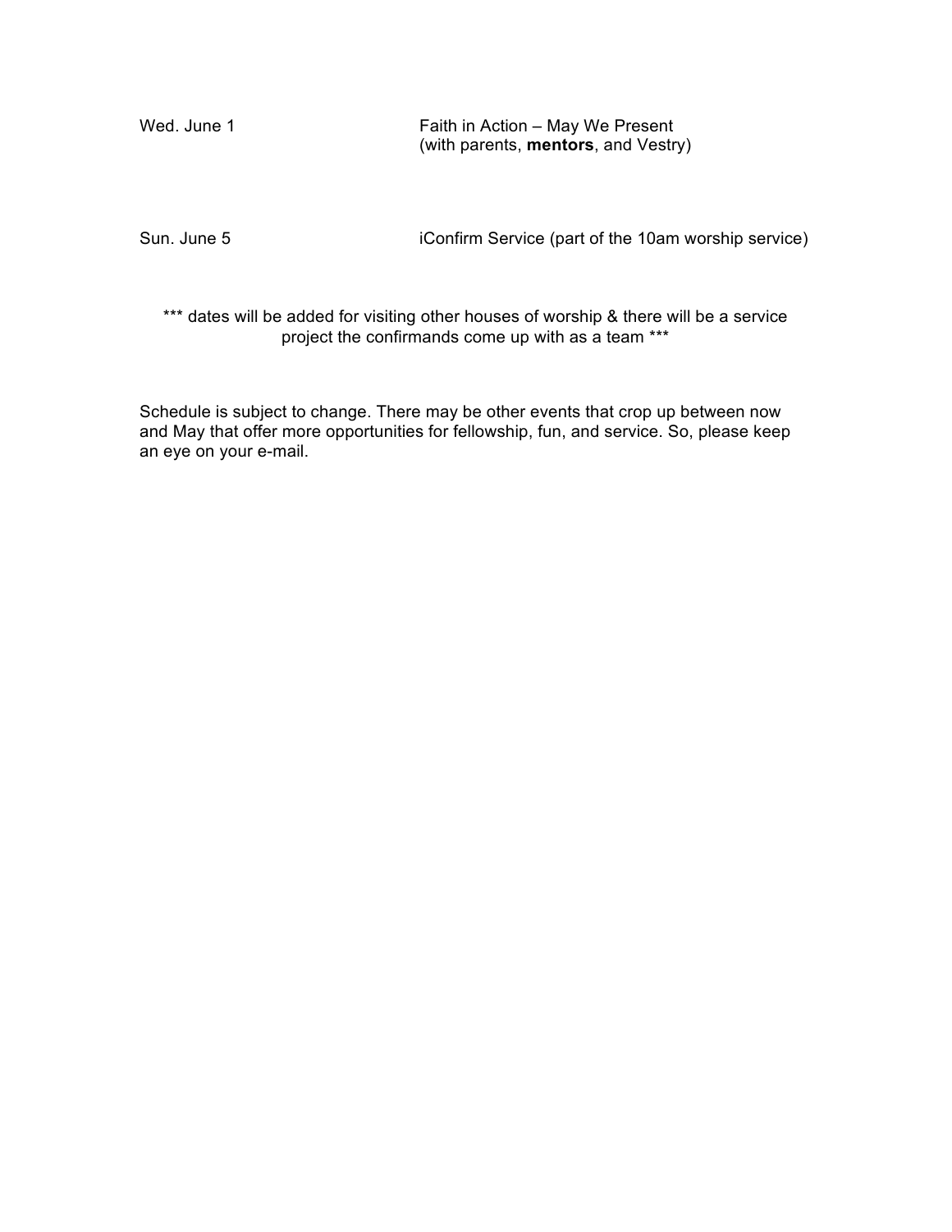| | |
|---|---|
| Wed. June 1 | Faith in Action – May We Present (with parents, **mentors**, and Vestry) |
| Sun. June 5 | iConfirm Service (part of the 10am worship service) |

*** dates will be added for visiting other houses of worship & there will be a service project the confirmands come up with as a team ***

Schedule is subject to change. There may be other events that crop up between now and May that offer more opportunities for fellowship, fun, and service. So, please keep an eye on your e-mail.